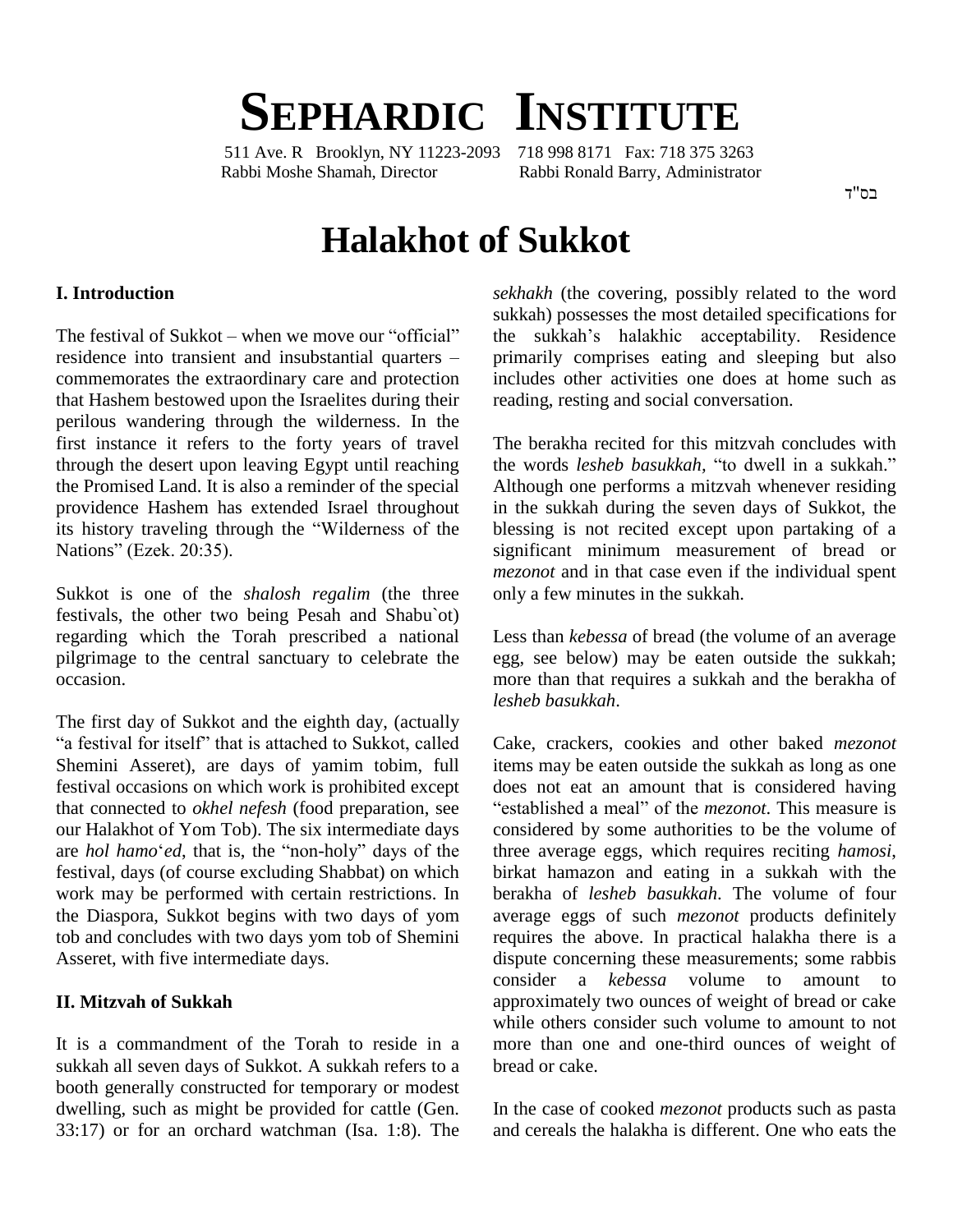# SEPHARDIC INSTITUTE

511 Ave. R Brooklyn, NY 11223-2093 718 998 8171 Fax: 718 375 3263
Rabbi Moshe Shamah, Director Rabbi Ronald Barry, Administrator

בס"ד

# Halakhot of Sukkot

## I. Introduction

The festival of Sukkot – when we move our "official" residence into transient and insubstantial quarters – commemorates the extraordinary care and protection that Hashem bestowed upon the Israelites during their perilous wandering through the wilderness. In the first instance it refers to the forty years of travel through the desert upon leaving Egypt until reaching the Promised Land. It is also a reminder of the special providence Hashem has extended Israel throughout its history traveling through the "Wilderness of the Nations" (Ezek. 20:35).

Sukkot is one of the *shalosh regalim* (the three festivals, the other two being Pesah and Shabu`ot) regarding which the Torah prescribed a national pilgrimage to the central sanctuary to celebrate the occasion.

The first day of Sukkot and the eighth day, (actually "a festival for itself" that is attached to Sukkot, called Shemini Asseret), are days of yamim tobim, full festival occasions on which work is prohibited except that connected to *okhel nefesh* (food preparation, see our Halakhot of Yom Tob). The six intermediate days are *hol hamo*'*ed*, that is, the "non-holy" days of the festival, days (of course excluding Shabbat) on which work may be performed with certain restrictions. In the Diaspora, Sukkot begins with two days of yom tob and concludes with two days yom tob of Shemini Asseret, with five intermediate days.

## II. Mitzvah of Sukkah

It is a commandment of the Torah to reside in a sukkah all seven days of Sukkot. A sukkah refers to a booth generally constructed for temporary or modest dwelling, such as might be provided for cattle (Gen. 33:17) or for an orchard watchman (Isa. 1:8). The *sekhakh* (the covering, possibly related to the word sukkah) possesses the most detailed specifications for the sukkah's halakhic acceptability. Residence primarily comprises eating and sleeping but also includes other activities one does at home such as reading, resting and social conversation.

The berakha recited for this mitzvah concludes with the words *lesheb basukkah*, "to dwell in a sukkah." Although one performs a mitzvah whenever residing in the sukkah during the seven days of Sukkot, the blessing is not recited except upon partaking of a significant minimum measurement of bread or *mezonot* and in that case even if the individual spent only a few minutes in the sukkah.

Less than *kebessa* of bread (the volume of an average egg, see below) may be eaten outside the sukkah; more than that requires a sukkah and the berakha of *lesheb basukkah*.

Cake, crackers, cookies and other baked *mezonot* items may be eaten outside the sukkah as long as one does not eat an amount that is considered having "established a meal" of the *mezonot*. This measure is considered by some authorities to be the volume of three average eggs, which requires reciting *hamosi*, birkat hamazon and eating in a sukkah with the berakha of *lesheb basukkah*. The volume of four average eggs of such *mezonot* products definitely requires the above. In practical halakha there is a dispute concerning these measurements; some rabbis consider a *kebessa* volume to amount to approximately two ounces of weight of bread or cake while others consider such volume to amount to not more than one and one-third ounces of weight of bread or cake.

In the case of cooked *mezonot* products such as pasta and cereals the halakha is different. One who eats the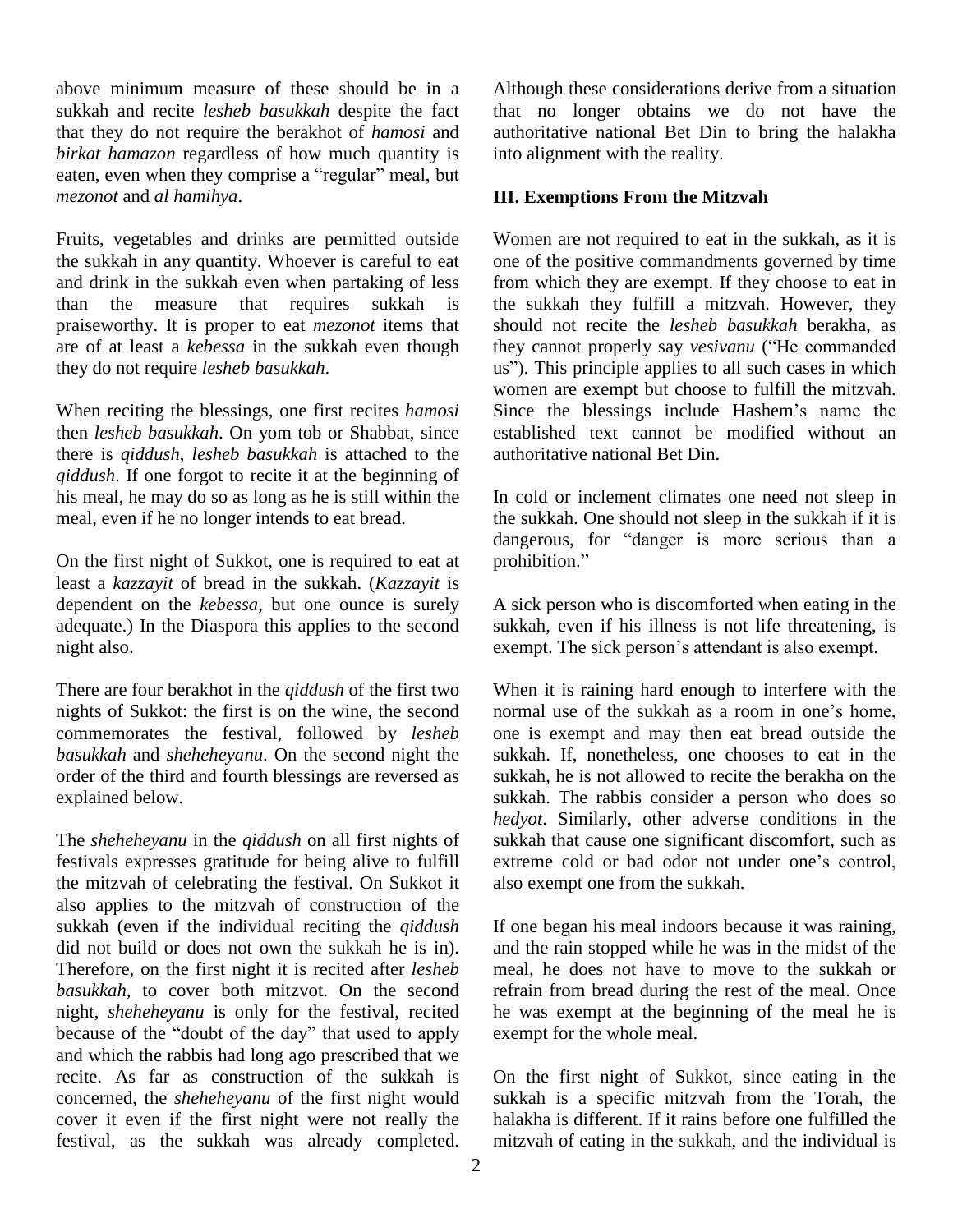above minimum measure of these should be in a sukkah and recite *lesheb basukkah* despite the fact that they do not require the berakhot of *hamosi* and *birkat hamazon* regardless of how much quantity is eaten, even when they comprise a "regular" meal, but *mezonot* and *al hamihya*.

Fruits, vegetables and drinks are permitted outside the sukkah in any quantity. Whoever is careful to eat and drink in the sukkah even when partaking of less than the measure that requires sukkah is praiseworthy. It is proper to eat *mezonot* items that are of at least a *kebessa* in the sukkah even though they do not require *lesheb basukkah*.

When reciting the blessings, one first recites *hamosi* then *lesheb basukkah*. On yom tob or Shabbat, since there is *qiddush*, *lesheb basukkah* is attached to the *qiddush*. If one forgot to recite it at the beginning of his meal, he may do so as long as he is still within the meal, even if he no longer intends to eat bread.

On the first night of Sukkot, one is required to eat at least a *kazzayit* of bread in the sukkah. (*Kazzayit* is dependent on the *kebessa*, but one ounce is surely adequate.) In the Diaspora this applies to the second night also.

There are four berakhot in the *qiddush* of the first two nights of Sukkot: the first is on the wine, the second commemorates the festival, followed by *lesheb basukkah* and *sheheheyanu*. On the second night the order of the third and fourth blessings are reversed as explained below.

The *sheheheyanu* in the *qiddush* on all first nights of festivals expresses gratitude for being alive to fulfill the mitzvah of celebrating the festival. On Sukkot it also applies to the mitzvah of construction of the sukkah (even if the individual reciting the *qiddush* did not build or does not own the sukkah he is in). Therefore, on the first night it is recited after *lesheb basukkah*, to cover both mitzvot. On the second night, *sheheheyanu* is only for the festival, recited because of the "doubt of the day" that used to apply and which the rabbis had long ago prescribed that we recite. As far as construction of the sukkah is concerned, the *sheheheyanu* of the first night would cover it even if the first night were not really the festival, as the sukkah was already completed. Although these considerations derive from a situation that no longer obtains we do not have the authoritative national Bet Din to bring the halakha into alignment with the reality.

### III. Exemptions From the Mitzvah

Women are not required to eat in the sukkah, as it is one of the positive commandments governed by time from which they are exempt. If they choose to eat in the sukkah they fulfill a mitzvah. However, they should not recite the *lesheb basukkah* berakha, as they cannot properly say *vesivanu* ("He commanded us"). This principle applies to all such cases in which women are exempt but choose to fulfill the mitzvah. Since the blessings include Hashem's name the established text cannot be modified without an authoritative national Bet Din.

In cold or inclement climates one need not sleep in the sukkah. One should not sleep in the sukkah if it is dangerous, for "danger is more serious than a prohibition."

A sick person who is discomforted when eating in the sukkah, even if his illness is not life threatening, is exempt. The sick person's attendant is also exempt.

When it is raining hard enough to interfere with the normal use of the sukkah as a room in one's home, one is exempt and may then eat bread outside the sukkah. If, nonetheless, one chooses to eat in the sukkah, he is not allowed to recite the berakha on the sukkah. The rabbis consider a person who does so *hedyot*. Similarly, other adverse conditions in the sukkah that cause one significant discomfort, such as extreme cold or bad odor not under one's control, also exempt one from the sukkah.

If one began his meal indoors because it was raining, and the rain stopped while he was in the midst of the meal, he does not have to move to the sukkah or refrain from bread during the rest of the meal. Once he was exempt at the beginning of the meal he is exempt for the whole meal.

On the first night of Sukkot, since eating in the sukkah is a specific mitzvah from the Torah, the halakha is different. If it rains before one fulfilled the mitzvah of eating in the sukkah, and the individual is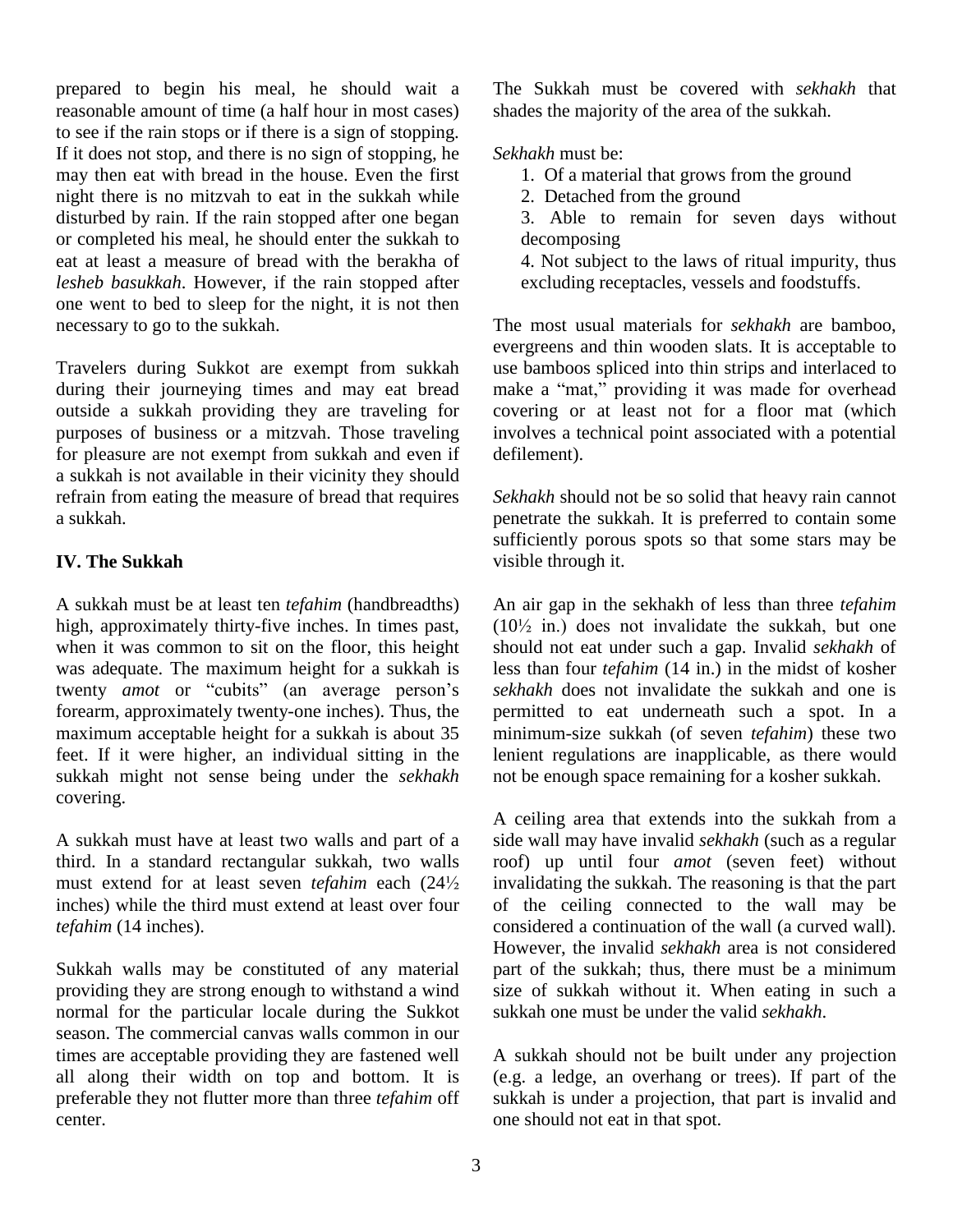prepared to begin his meal, he should wait a reasonable amount of time (a half hour in most cases) to see if the rain stops or if there is a sign of stopping. If it does not stop, and there is no sign of stopping, he may then eat with bread in the house. Even the first night there is no mitzvah to eat in the sukkah while disturbed by rain. If the rain stopped after one began or completed his meal, he should enter the sukkah to eat at least a measure of bread with the berakha of *lesheb basukkah*. However, if the rain stopped after one went to bed to sleep for the night, it is not then necessary to go to the sukkah.

Travelers during Sukkot are exempt from sukkah during their journeying times and may eat bread outside a sukkah providing they are traveling for purposes of business or a mitzvah. Those traveling for pleasure are not exempt from sukkah and even if a sukkah is not available in their vicinity they should refrain from eating the measure of bread that requires a sukkah.

## IV. The Sukkah

A sukkah must be at least ten *tefahim* (handbreadths) high, approximately thirty-five inches. In times past, when it was common to sit on the floor, this height was adequate. The maximum height for a sukkah is twenty *amot* or "cubits" (an average person's forearm, approximately twenty-one inches). Thus, the maximum acceptable height for a sukkah is about 35 feet. If it were higher, an individual sitting in the sukkah might not sense being under the *sekhakh* covering.

A sukkah must have at least two walls and part of a third. In a standard rectangular sukkah, two walls must extend for at least seven *tefahim* each (24½ inches) while the third must extend at least over four *tefahim* (14 inches).

Sukkah walls may be constituted of any material providing they are strong enough to withstand a wind normal for the particular locale during the Sukkot season. The commercial canvas walls common in our times are acceptable providing they are fastened well all along their width on top and bottom. It is preferable they not flutter more than three *tefahim* off center.

The Sukkah must be covered with *sekhakh* that shades the majority of the area of the sukkah.

*Sekhakh* must be:

1. Of a material that grows from the ground
2. Detached from the ground
3. Able to remain for seven days without decomposing
4. Not subject to the laws of ritual impurity, thus excluding receptacles, vessels and foodstuffs.

The most usual materials for *sekhakh* are bamboo, evergreens and thin wooden slats. It is acceptable to use bamboos spliced into thin strips and interlaced to make a "mat," providing it was made for overhead covering or at least not for a floor mat (which involves a technical point associated with a potential defilement).

*Sekhakh* should not be so solid that heavy rain cannot penetrate the sukkah. It is preferred to contain some sufficiently porous spots so that some stars may be visible through it.

An air gap in the sekhakh of less than three *tefahim* (10½ in.) does not invalidate the sukkah, but one should not eat under such a gap. Invalid *sekhakh* of less than four *tefahim* (14 in.) in the midst of kosher *sekhakh* does not invalidate the sukkah and one is permitted to eat underneath such a spot. In a minimum-size sukkah (of seven *tefahim*) these two lenient regulations are inapplicable, as there would not be enough space remaining for a kosher sukkah.

A ceiling area that extends into the sukkah from a side wall may have invalid *sekhakh* (such as a regular roof) up until four *amot* (seven feet) without invalidating the sukkah. The reasoning is that the part of the ceiling connected to the wall may be considered a continuation of the wall (a curved wall). However, the invalid *sekhakh* area is not considered part of the sukkah; thus, there must be a minimum size of sukkah without it. When eating in such a sukkah one must be under the valid *sekhakh*.

A sukkah should not be built under any projection (e.g. a ledge, an overhang or trees). If part of the sukkah is under a projection, that part is invalid and one should not eat in that spot.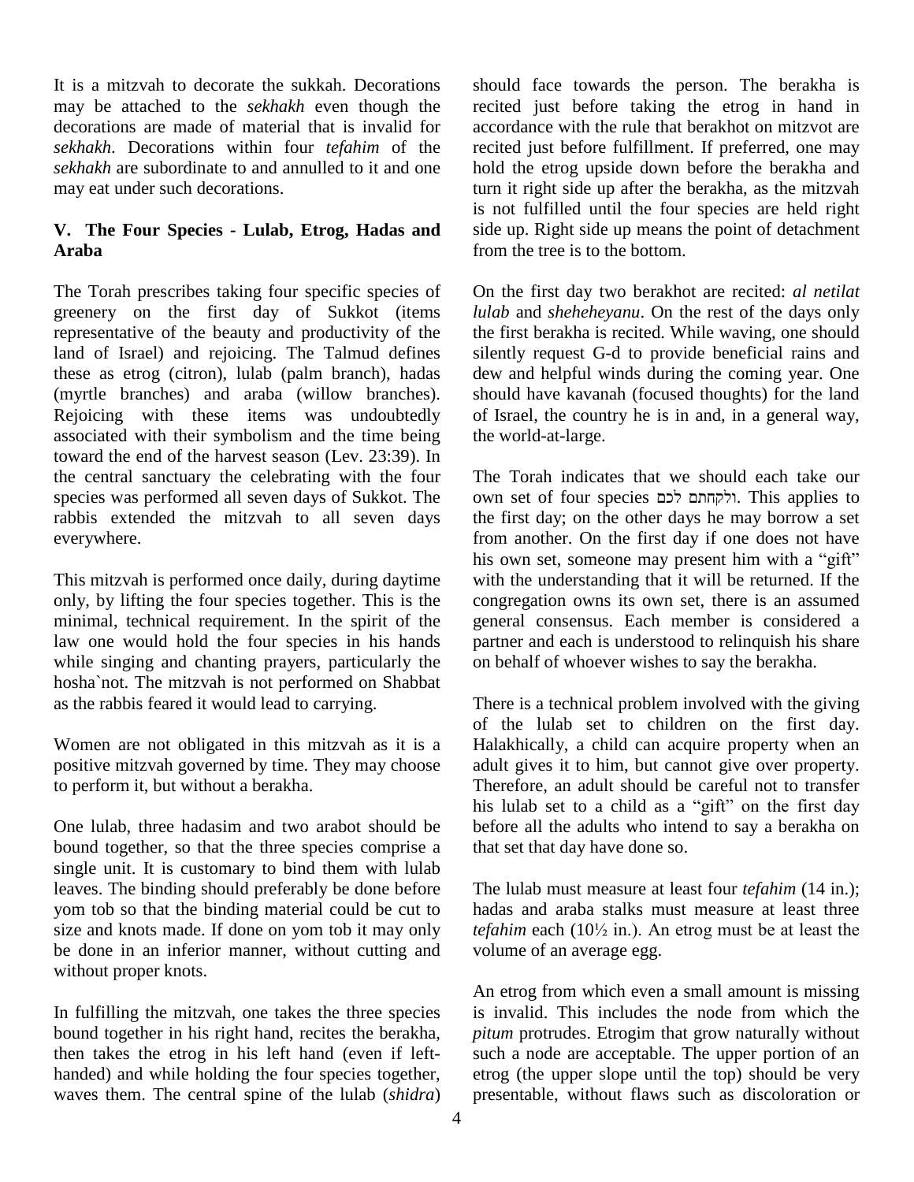It is a mitzvah to decorate the sukkah. Decorations may be attached to the *sekhakh* even though the decorations are made of material that is invalid for *sekhakh*. Decorations within four *tefahim* of the *sekhakh* are subordinate to and annulled to it and one may eat under such decorations.

### V. The Four Species - Lulab, Etrog, Hadas and Araba

The Torah prescribes taking four specific species of greenery on the first day of Sukkot (items representative of the beauty and productivity of the land of Israel) and rejoicing. The Talmud defines these as etrog (citron), lulab (palm branch), hadas (myrtle branches) and araba (willow branches). Rejoicing with these items was undoubtedly associated with their symbolism and the time being toward the end of the harvest season (Lev. 23:39). In the central sanctuary the celebrating with the four species was performed all seven days of Sukkot. The rabbis extended the mitzvah to all seven days everywhere.

This mitzvah is performed once daily, during daytime only, by lifting the four species together. This is the minimal, technical requirement. In the spirit of the law one would hold the four species in his hands while singing and chanting prayers, particularly the hosha`not. The mitzvah is not performed on Shabbat as the rabbis feared it would lead to carrying.

Women are not obligated in this mitzvah as it is a positive mitzvah governed by time. They may choose to perform it, but without a berakha.

One lulab, three hadasim and two arabot should be bound together, so that the three species comprise a single unit. It is customary to bind them with lulab leaves. The binding should preferably be done before yom tob so that the binding material could be cut to size and knots made. If done on yom tob it may only be done in an inferior manner, without cutting and without proper knots.

In fulfilling the mitzvah, one takes the three species bound together in his right hand, recites the berakha, then takes the etrog in his left hand (even if left-handed) and while holding the four species together, waves them. The central spine of the lulab (*shidra*) should face towards the person. The berakha is recited just before taking the etrog in hand in accordance with the rule that berakhot on mitzvot are recited just before fulfillment. If preferred, one may hold the etrog upside down before the berakha and turn it right side up after the berakha, as the mitzvah is not fulfilled until the four species are held right side up. Right side up means the point of detachment from the tree is to the bottom.

On the first day two berakhot are recited: *al netilat lulab* and *sheheheyanu*. On the rest of the days only the first berakha is recited. While waving, one should silently request G-d to provide beneficial rains and dew and helpful winds during the coming year. One should have kavanah (focused thoughts) for the land of Israel, the country he is in and, in a general way, the world-at-large.

The Torah indicates that we should each take our own set of four species ולקחתם לכם. This applies to the first day; on the other days he may borrow a set from another. On the first day if one does not have his own set, someone may present him with a "gift" with the understanding that it will be returned. If the congregation owns its own set, there is an assumed general consensus. Each member is considered a partner and each is understood to relinquish his share on behalf of whoever wishes to say the berakha.

There is a technical problem involved with the giving of the lulab set to children on the first day. Halakhically, a child can acquire property when an adult gives it to him, but cannot give over property. Therefore, an adult should be careful not to transfer his lulab set to a child as a "gift" on the first day before all the adults who intend to say a berakha on that set that day have done so.

The lulab must measure at least four *tefahim* (14 in.); hadas and araba stalks must measure at least three *tefahim* each (10½ in.). An etrog must be at least the volume of an average egg.

An etrog from which even a small amount is missing is invalid. This includes the node from which the *pitum* protrudes. Etrogim that grow naturally without such a node are acceptable. The upper portion of an etrog (the upper slope until the top) should be very presentable, without flaws such as discoloration or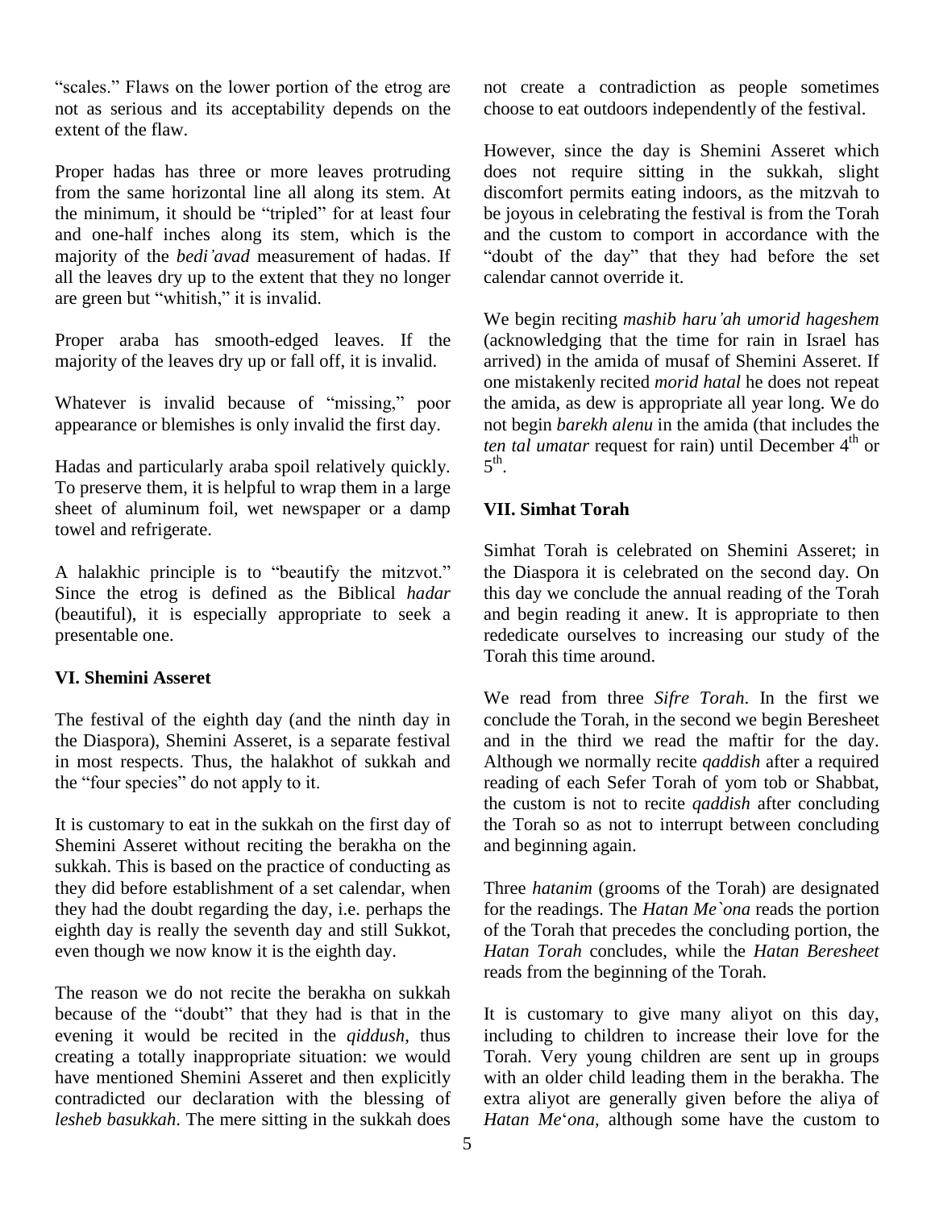"scales." Flaws on the lower portion of the etrog are not as serious and its acceptability depends on the extent of the flaw.

Proper hadas has three or more leaves protruding from the same horizontal line all along its stem. At the minimum, it should be "tripled" for at least four and one-half inches along its stem, which is the majority of the *bedi'avad* measurement of hadas. If all the leaves dry up to the extent that they no longer are green but "whitish," it is invalid.

Proper araba has smooth-edged leaves. If the majority of the leaves dry up or fall off, it is invalid.

Whatever is invalid because of "missing," poor appearance or blemishes is only invalid the first day.

Hadas and particularly araba spoil relatively quickly. To preserve them, it is helpful to wrap them in a large sheet of aluminum foil, wet newspaper or a damp towel and refrigerate.

A halakhic principle is to "beautify the mitzvot." Since the etrog is defined as the Biblical *hadar* (beautiful), it is especially appropriate to seek a presentable one.

## VI. Shemini Asseret

The festival of the eighth day (and the ninth day in the Diaspora), Shemini Asseret, is a separate festival in most respects. Thus, the halakhot of sukkah and the "four species" do not apply to it.

It is customary to eat in the sukkah on the first day of Shemini Asseret without reciting the berakha on the sukkah. This is based on the practice of conducting as they did before establishment of a set calendar, when they had the doubt regarding the day, i.e. perhaps the eighth day is really the seventh day and still Sukkot, even though we now know it is the eighth day.

The reason we do not recite the berakha on sukkah because of the "doubt" that they had is that in the evening it would be recited in the *qiddush*, thus creating a totally inappropriate situation: we would have mentioned Shemini Asseret and then explicitly contradicted our declaration with the blessing of *lesheb basukkah*. The mere sitting in the sukkah does not create a contradiction as people sometimes choose to eat outdoors independently of the festival.

However, since the day is Shemini Asseret which does not require sitting in the sukkah, slight discomfort permits eating indoors, as the mitzvah to be joyous in celebrating the festival is from the Torah and the custom to comport in accordance with the "doubt of the day" that they had before the set calendar cannot override it.

We begin reciting *mashib haru'ah umorid hageshem* (acknowledging that the time for rain in Israel has arrived) in the amida of musaf of Shemini Asseret. If one mistakenly recited *morid hatal* he does not repeat the amida, as dew is appropriate all year long. We do not begin *barekh alenu* in the amida (that includes the *ten tal umatar* request for rain) until December 4th or 5th.

## VII. Simhat Torah

Simhat Torah is celebrated on Shemini Asseret; in the Diaspora it is celebrated on the second day. On this day we conclude the annual reading of the Torah and begin reading it anew. It is appropriate to then rededicate ourselves to increasing our study of the Torah this time around.

We read from three *Sifre Torah*. In the first we conclude the Torah, in the second we begin Beresheet and in the third we read the maftir for the day. Although we normally recite *qaddish* after a required reading of each Sefer Torah of yom tob or Shabbat, the custom is not to recite *qaddish* after concluding the Torah so as not to interrupt between concluding and beginning again.

Three *hatanim* (grooms of the Torah) are designated for the readings. The *Hatan Me`ona* reads the portion of the Torah that precedes the concluding portion, the *Hatan Torah* concludes, while the *Hatan Beresheet* reads from the beginning of the Torah.

It is customary to give many aliyot on this day, including to children to increase their love for the Torah. Very young children are sent up in groups with an older child leading them in the berakha. The extra aliyot are generally given before the aliya of *Hatan Me'ona*, although some have the custom to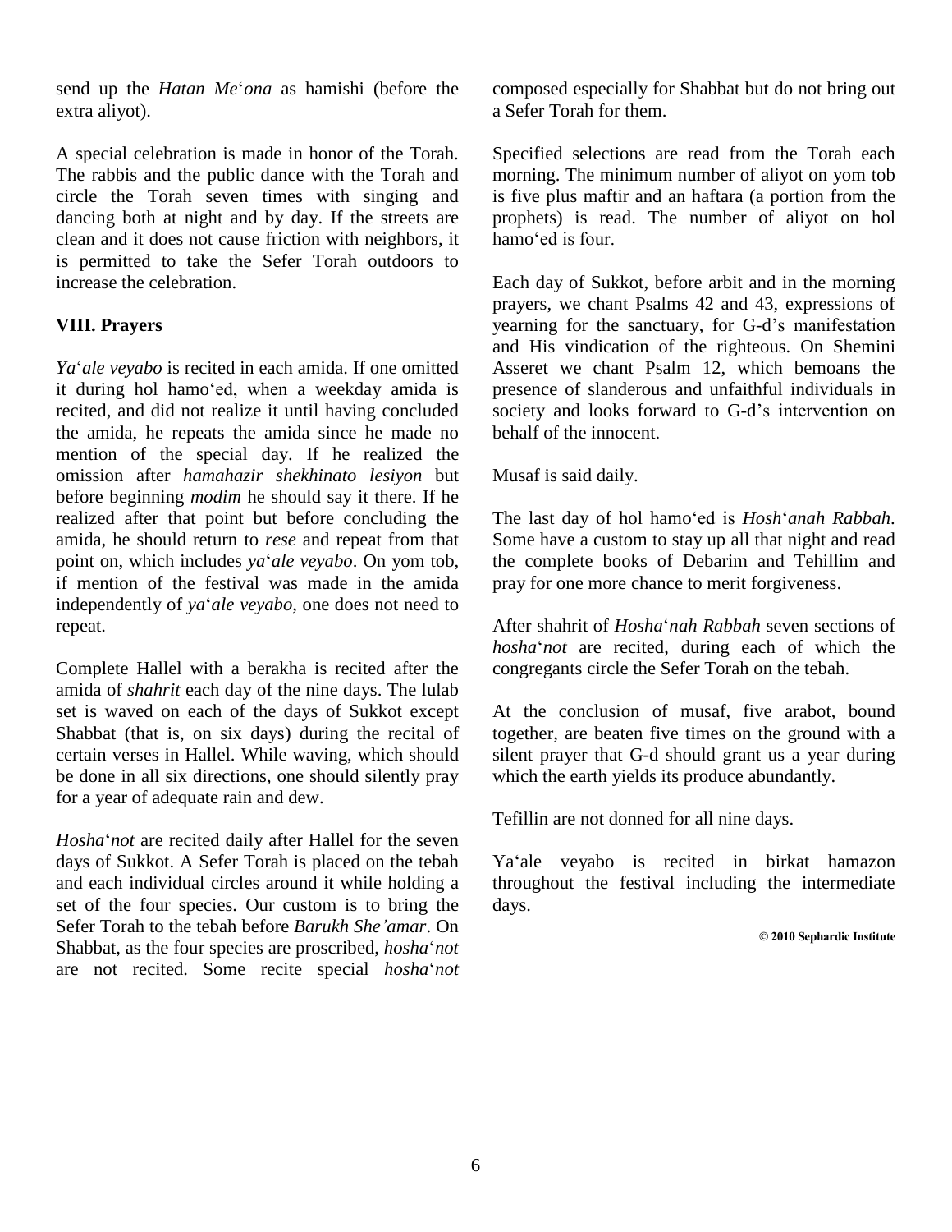send up the *Hatan Me*ʻ*ona* as hamishi (before the extra aliyot).

A special celebration is made in honor of the Torah. The rabbis and the public dance with the Torah and circle the Torah seven times with singing and dancing both at night and by day. If the streets are clean and it does not cause friction with neighbors, it is permitted to take the Sefer Torah outdoors to increase the celebration.

### VIII. Prayers

*Ya*ʻ*ale veyabo* is recited in each amida. If one omitted it during hol hamoʻed, when a weekday amida is recited, and did not realize it until having concluded the amida, he repeats the amida since he made no mention of the special day. If he realized the omission after *hamahazir shekhinato lesiyon* but before beginning *modim* he should say it there. If he realized after that point but before concluding the amida, he should return to *rese* and repeat from that point on, which includes *ya*ʻ*ale veyabo*. On yom tob, if mention of the festival was made in the amida independently of *ya*ʻ*ale veyabo*, one does not need to repeat.

Complete Hallel with a berakha is recited after the amida of *shahrit* each day of the nine days. The lulab set is waved on each of the days of Sukkot except Shabbat (that is, on six days) during the recital of certain verses in Hallel. While waving, which should be done in all six directions, one should silently pray for a year of adequate rain and dew.

*Hosha*ʻ*not* are recited daily after Hallel for the seven days of Sukkot. A Sefer Torah is placed on the tebah and each individual circles around it while holding a set of the four species. Our custom is to bring the Sefer Torah to the tebah before *Barukh She'amar*. On Shabbat, as the four species are proscribed, *hosha*ʻ*not* are not recited. Some recite special *hosha*ʻ*not* composed especially for Shabbat but do not bring out a Sefer Torah for them.

Specified selections are read from the Torah each morning. The minimum number of aliyot on yom tob is five plus maftir and an haftara (a portion from the prophets) is read. The number of aliyot on hol hamoʻed is four.

Each day of Sukkot, before arbit and in the morning prayers, we chant Psalms 42 and 43, expressions of yearning for the sanctuary, for G-d's manifestation and His vindication of the righteous. On Shemini Asseret we chant Psalm 12, which bemoans the presence of slanderous and unfaithful individuals in society and looks forward to G-d's intervention on behalf of the innocent.

Musaf is said daily.

The last day of hol hamoʻed is *Hosh*ʻ*anah Rabbah*. Some have a custom to stay up all that night and read the complete books of Debarim and Tehillim and pray for one more chance to merit forgiveness.

After shahrit of *Hosha*ʻ*nah Rabbah* seven sections of *hosha*ʻ*not* are recited, during each of which the congregants circle the Sefer Torah on the tebah.

At the conclusion of musaf, five arabot, bound together, are beaten five times on the ground with a silent prayer that G-d should grant us a year during which the earth yields its produce abundantly.

Tefillin are not donned for all nine days.

Yaʻale veyabo is recited in birkat hamazon throughout the festival including the intermediate days.

**© 2010 Sephardic Institute**